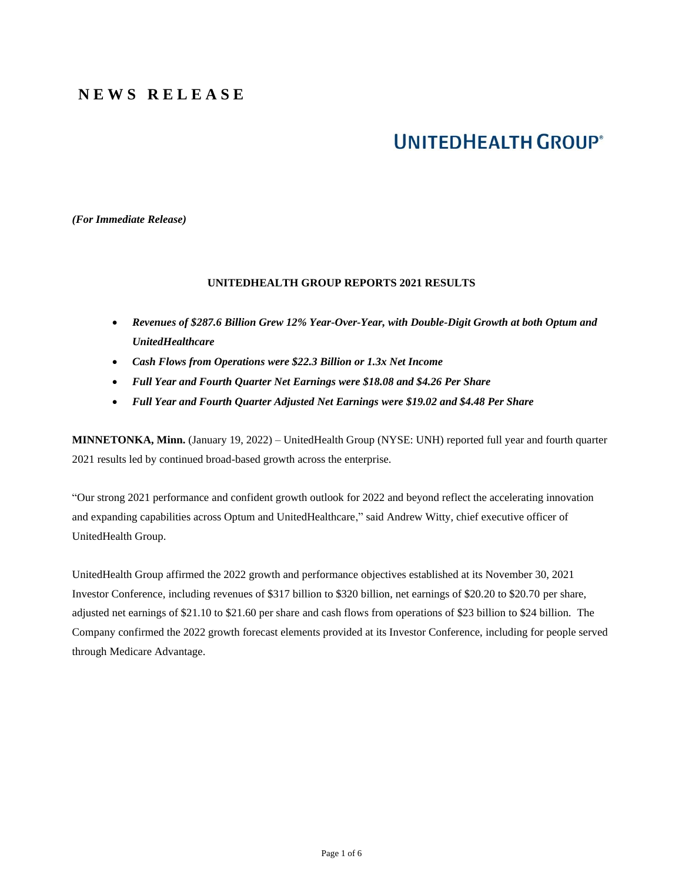# NEWS RELEASE

**UNITEDHEALTH GROUP®**

***(For Immediate Release)***

## UNITEDHEALTH GROUP REPORTS 2021 RESULTS

- ***Revenues of $287.6 Billion Grew 12% Year-Over-Year, with Double-Digit Growth at both Optum and UnitedHealthcare***
- ***Cash Flows from Operations were $22.3 Billion or 1.3x Net Income***
- ***Full Year and Fourth Quarter Net Earnings were $18.08 and $4.26 Per Share***
- ***Full Year and Fourth Quarter Adjusted Net Earnings were $19.02 and $4.48 Per Share***

**MINNETONKA, Minn.** (January 19, 2022) – UnitedHealth Group (NYSE: UNH) reported full year and fourth quarter 2021 results led by continued broad-based growth across the enterprise.

"Our strong 2021 performance and confident growth outlook for 2022 and beyond reflect the accelerating innovation and expanding capabilities across Optum and UnitedHealthcare," said Andrew Witty, chief executive officer of UnitedHealth Group.

UnitedHealth Group affirmed the 2022 growth and performance objectives established at its November 30, 2021 Investor Conference, including revenues of $317 billion to $320 billion, net earnings of $20.20 to $20.70 per share, adjusted net earnings of $21.10 to $21.60 per share and cash flows from operations of $23 billion to $24 billion. The Company confirmed the 2022 growth forecast elements provided at its Investor Conference, including for people served through Medicare Advantage.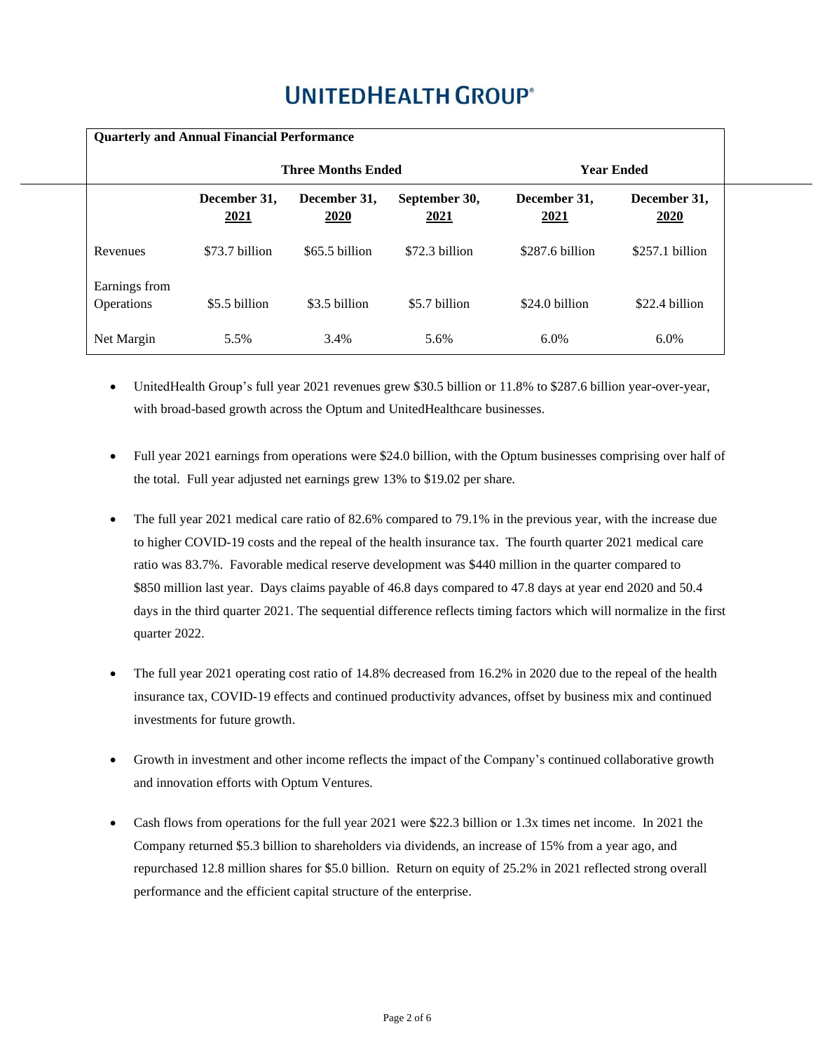# UNITEDHEALTH GROUP®

| Quarterly and Annual Financial Performance | | | | | |
|---|---|---|---|---|---|
| | Three Months Ended | | | Year Ended | |
| | December 31, 2021 | December 31, 2020 | September 30, 2021 | December 31, 2021 | December 31, 2020 |
| Revenues | $73.7 billion | $65.5 billion | $72.3 billion | $287.6 billion | $257.1 billion |
| Earnings from Operations | $5.5 billion | $3.5 billion | $5.7 billion | $24.0 billion | $22.4 billion |
| Net Margin | 5.5% | 3.4% | 5.6% | 6.0% | 6.0% |

- UnitedHealth Group's full year 2021 revenues grew $30.5 billion or 11.8% to $287.6 billion year-over-year, with broad-based growth across the Optum and UnitedHealthcare businesses.

- Full year 2021 earnings from operations were $24.0 billion, with the Optum businesses comprising over half of the total. Full year adjusted net earnings grew 13% to $19.02 per share.

- The full year 2021 medical care ratio of 82.6% compared to 79.1% in the previous year, with the increase due to higher COVID-19 costs and the repeal of the health insurance tax. The fourth quarter 2021 medical care ratio was 83.7%. Favorable medical reserve development was $440 million in the quarter compared to $850 million last year. Days claims payable of 46.8 days compared to 47.8 days at year end 2020 and 50.4 days in the third quarter 2021. The sequential difference reflects timing factors which will normalize in the first quarter 2022.

- The full year 2021 operating cost ratio of 14.8% decreased from 16.2% in 2020 due to the repeal of the health insurance tax, COVID-19 effects and continued productivity advances, offset by business mix and continued investments for future growth.

- Growth in investment and other income reflects the impact of the Company's continued collaborative growth and innovation efforts with Optum Ventures.

- Cash flows from operations for the full year 2021 were $22.3 billion or 1.3x times net income. In 2021 the Company returned $5.3 billion to shareholders via dividends, an increase of 15% from a year ago, and repurchased 12.8 million shares for $5.0 billion. Return on equity of 25.2% in 2021 reflected strong overall performance and the efficient capital structure of the enterprise.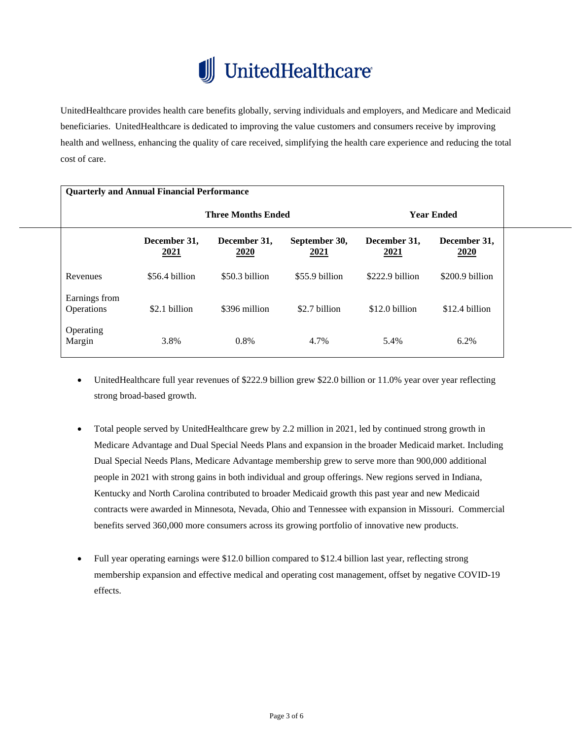# UnitedHealthcare

UnitedHealthcare provides health care benefits globally, serving individuals and employers, and Medicare and Medicaid beneficiaries. UnitedHealthcare is dedicated to improving the value customers and consumers receive by improving health and wellness, enhancing the quality of care received, simplifying the health care experience and reducing the total cost of care.

**Quarterly and Annual Financial Performance**

| | Three Months Ended | | | Year Ended | |
|---|---|---|---|---|---|
| | **December 31, 2021** | **December 31, 2020** | **September 30, 2021** | **December 31, 2021** | **December 31, 2020** |
| Revenues | $56.4 billion | $50.3 billion | $55.9 billion | $222.9 billion | $200.9 billion |
| Earnings from Operations | $2.1 billion | $396 million | $2.7 billion | $12.0 billion | $12.4 billion |
| Operating Margin | 3.8% | 0.8% | 4.7% | 5.4% | 6.2% |

- UnitedHealthcare full year revenues of $222.9 billion grew $22.0 billion or 11.0% year over year reflecting strong broad-based growth.

- Total people served by UnitedHealthcare grew by 2.2 million in 2021, led by continued strong growth in Medicare Advantage and Dual Special Needs Plans and expansion in the broader Medicaid market. Including Dual Special Needs Plans, Medicare Advantage membership grew to serve more than 900,000 additional people in 2021 with strong gains in both individual and group offerings. New regions served in Indiana, Kentucky and North Carolina contributed to broader Medicaid growth this past year and new Medicaid contracts were awarded in Minnesota, Nevada, Ohio and Tennessee with expansion in Missouri. Commercial benefits served 360,000 more consumers across its growing portfolio of innovative new products.

- Full year operating earnings were $12.0 billion compared to $12.4 billion last year, reflecting strong membership expansion and effective medical and operating cost management, offset by negative COVID-19 effects.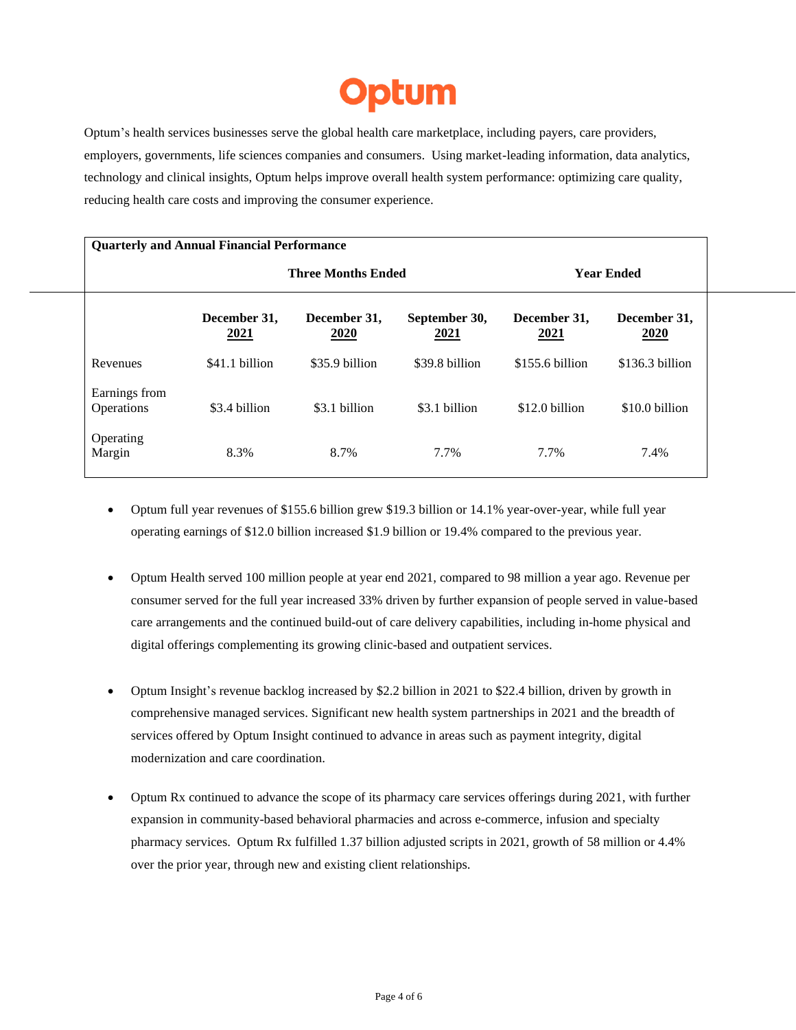# Optum

Optum's health services businesses serve the global health care marketplace, including payers, care providers, employers, governments, life sciences companies and consumers. Using market-leading information, data analytics, technology and clinical insights, Optum helps improve overall health system performance: optimizing care quality, reducing health care costs and improving the consumer experience.

| Quarterly and Annual Financial Performance | | | | | |
|---|---|---|---|---|---|
| | Three Months Ended | | | Year Ended | |
| | December 31, 2021 | December 31, 2020 | September 30, 2021 | December 31, 2021 | December 31, 2020 |
| Revenues | $41.1 billion | $35.9 billion | $39.8 billion | $155.6 billion | $136.3 billion |
| Earnings from Operations | $3.4 billion | $3.1 billion | $3.1 billion | $12.0 billion | $10.0 billion |
| Operating Margin | 8.3% | 8.7% | 7.7% | 7.7% | 7.4% |

- Optum full year revenues of $155.6 billion grew $19.3 billion or 14.1% year-over-year, while full year operating earnings of $12.0 billion increased $1.9 billion or 19.4% compared to the previous year.

- Optum Health served 100 million people at year end 2021, compared to 98 million a year ago. Revenue per consumer served for the full year increased 33% driven by further expansion of people served in value-based care arrangements and the continued build-out of care delivery capabilities, including in-home physical and digital offerings complementing its growing clinic-based and outpatient services.

- Optum Insight's revenue backlog increased by $2.2 billion in 2021 to $22.4 billion, driven by growth in comprehensive managed services. Significant new health system partnerships in 2021 and the breadth of services offered by Optum Insight continued to advance in areas such as payment integrity, digital modernization and care coordination.

- Optum Rx continued to advance the scope of its pharmacy care services offerings during 2021, with further expansion in community-based behavioral pharmacies and across e-commerce, infusion and specialty pharmacy services. Optum Rx fulfilled 1.37 billion adjusted scripts in 2021, growth of 58 million or 4.4% over the prior year, through new and existing client relationships.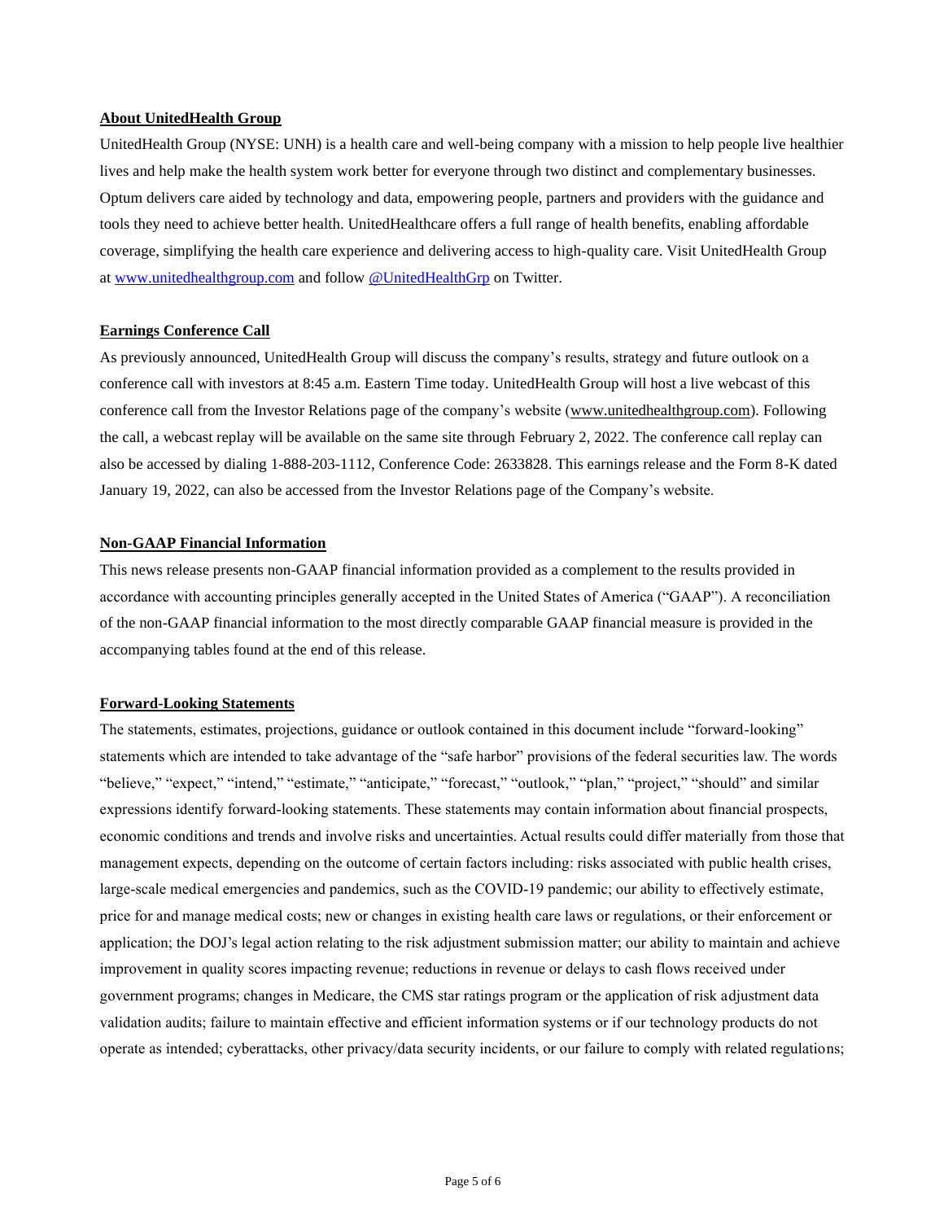**About UnitedHealth Group**

UnitedHealth Group (NYSE: UNH) is a health care and well-being company with a mission to help people live healthier lives and help make the health system work better for everyone through two distinct and complementary businesses. Optum delivers care aided by technology and data, empowering people, partners and providers with the guidance and tools they need to achieve better health. UnitedHealthcare offers a full range of health benefits, enabling affordable coverage, simplifying the health care experience and delivering access to high-quality care. Visit UnitedHealth Group at www.unitedhealthgroup.com and follow @UnitedHealthGrp on Twitter.

**Earnings Conference Call**

As previously announced, UnitedHealth Group will discuss the company's results, strategy and future outlook on a conference call with investors at 8:45 a.m. Eastern Time today. UnitedHealth Group will host a live webcast of this conference call from the Investor Relations page of the company's website (www.unitedhealthgroup.com). Following the call, a webcast replay will be available on the same site through February 2, 2022. The conference call replay can also be accessed by dialing 1-888-203-1112, Conference Code: 2633828. This earnings release and the Form 8-K dated January 19, 2022, can also be accessed from the Investor Relations page of the Company's website.

**Non-GAAP Financial Information**

This news release presents non-GAAP financial information provided as a complement to the results provided in accordance with accounting principles generally accepted in the United States of America ("GAAP"). A reconciliation of the non-GAAP financial information to the most directly comparable GAAP financial measure is provided in the accompanying tables found at the end of this release.

**Forward-Looking Statements**

The statements, estimates, projections, guidance or outlook contained in this document include "forward-looking" statements which are intended to take advantage of the "safe harbor" provisions of the federal securities law. The words "believe," "expect," "intend," "estimate," "anticipate," "forecast," "outlook," "plan," "project," "should" and similar expressions identify forward-looking statements. These statements may contain information about financial prospects, economic conditions and trends and involve risks and uncertainties. Actual results could differ materially from those that management expects, depending on the outcome of certain factors including: risks associated with public health crises, large-scale medical emergencies and pandemics, such as the COVID-19 pandemic; our ability to effectively estimate, price for and manage medical costs; new or changes in existing health care laws or regulations, or their enforcement or application; the DOJ's legal action relating to the risk adjustment submission matter; our ability to maintain and achieve improvement in quality scores impacting revenue; reductions in revenue or delays to cash flows received under government programs; changes in Medicare, the CMS star ratings program or the application of risk adjustment data validation audits; failure to maintain effective and efficient information systems or if our technology products do not operate as intended; cyberattacks, other privacy/data security incidents, or our failure to comply with related regulations;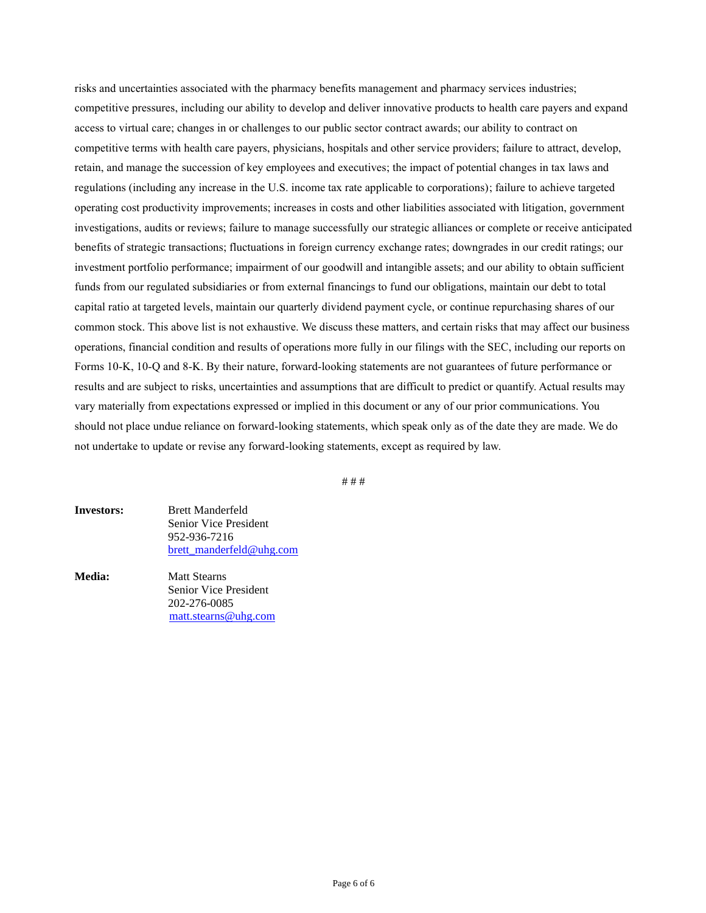risks and uncertainties associated with the pharmacy benefits management and pharmacy services industries; competitive pressures, including our ability to develop and deliver innovative products to health care payers and expand access to virtual care; changes in or challenges to our public sector contract awards; our ability to contract on competitive terms with health care payers, physicians, hospitals and other service providers; failure to attract, develop, retain, and manage the succession of key employees and executives; the impact of potential changes in tax laws and regulations (including any increase in the U.S. income tax rate applicable to corporations); failure to achieve targeted operating cost productivity improvements; increases in costs and other liabilities associated with litigation, government investigations, audits or reviews; failure to manage successfully our strategic alliances or complete or receive anticipated benefits of strategic transactions; fluctuations in foreign currency exchange rates; downgrades in our credit ratings; our investment portfolio performance; impairment of our goodwill and intangible assets; and our ability to obtain sufficient funds from our regulated subsidiaries or from external financings to fund our obligations, maintain our debt to total capital ratio at targeted levels, maintain our quarterly dividend payment cycle, or continue repurchasing shares of our common stock. This above list is not exhaustive. We discuss these matters, and certain risks that may affect our business operations, financial condition and results of operations more fully in our filings with the SEC, including our reports on Forms 10-K, 10-Q and 8-K. By their nature, forward-looking statements are not guarantees of future performance or results and are subject to risks, uncertainties and assumptions that are difficult to predict or quantify. Actual results may vary materially from expectations expressed or implied in this document or any of our prior communications. You should not place undue reliance on forward-looking statements, which speak only as of the date they are made. We do not undertake to update or revise any forward-looking statements, except as required by law.

# # #

**Investors:** Brett Manderfeld
Senior Vice President
952-936-7216
brett_manderfeld@uhg.com

**Media:** Matt Stearns
Senior Vice President
202-276-0085
matt.stearns@uhg.com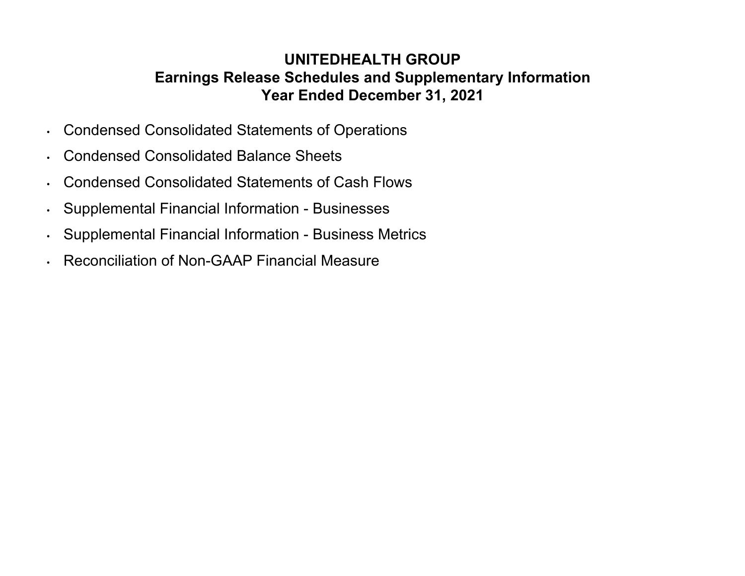# UNITEDHEALTH GROUP
## Earnings Release Schedules and Supplementary Information
## Year Ended December 31, 2021

- Condensed Consolidated Statements of Operations
- Condensed Consolidated Balance Sheets
- Condensed Consolidated Statements of Cash Flows
- Supplemental Financial Information - Businesses
- Supplemental Financial Information - Business Metrics
- Reconciliation of Non-GAAP Financial Measure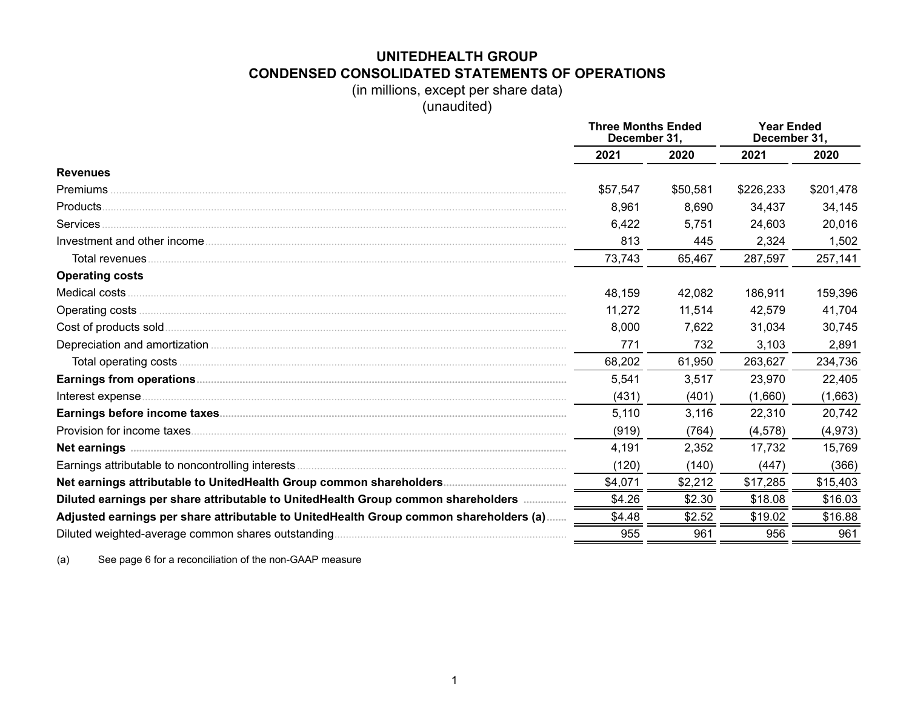# UNITEDHEALTH GROUP

## CONDENSED CONSOLIDATED STATEMENTS OF OPERATIONS

(in millions, except per share data)

(unaudited)

| | Three Months Ended December 31, | | Year Ended December 31, | |
|---|---|---|---|---|
| | 2021 | 2020 | 2021 | 2020 |
| **Revenues** | | | | |
| Premiums | $57,547 | $50,581 | $226,233 | $201,478 |
| Products | 8,961 | 8,690 | 34,437 | 34,145 |
| Services | 6,422 | 5,751 | 24,603 | 20,016 |
| Investment and other income | 813 | 445 | 2,324 | 1,502 |
| Total revenues | 73,743 | 65,467 | 287,597 | 257,141 |
| **Operating costs** | | | | |
| Medical costs | 48,159 | 42,082 | 186,911 | 159,396 |
| Operating costs | 11,272 | 11,514 | 42,579 | 41,704 |
| Cost of products sold | 8,000 | 7,622 | 31,034 | 30,745 |
| Depreciation and amortization | 771 | 732 | 3,103 | 2,891 |
| Total operating costs | 68,202 | 61,950 | 263,627 | 234,736 |
| **Earnings from operations** | 5,541 | 3,517 | 23,970 | 22,405 |
| Interest expense | (431) | (401) | (1,660) | (1,663) |
| **Earnings before income taxes** | 5,110 | 3,116 | 22,310 | 20,742 |
| Provision for income taxes | (919) | (764) | (4,578) | (4,973) |
| **Net earnings** | 4,191 | 2,352 | 17,732 | 15,769 |
| Earnings attributable to noncontrolling interests | (120) | (140) | (447) | (366) |
| **Net earnings attributable to UnitedHealth Group common shareholders** | $4,071 | $2,212 | $17,285 | $15,403 |
| **Diluted earnings per share attributable to UnitedHealth Group common shareholders** | $4.26 | $2.30 | $18.08 | $16.03 |
| **Adjusted earnings per share attributable to UnitedHealth Group common shareholders (a)** | $4.48 | $2.52 | $19.02 | $16.88 |
| Diluted weighted-average common shares outstanding | 955 | 961 | 956 | 961 |

(a) See page 6 for a reconciliation of the non-GAAP measure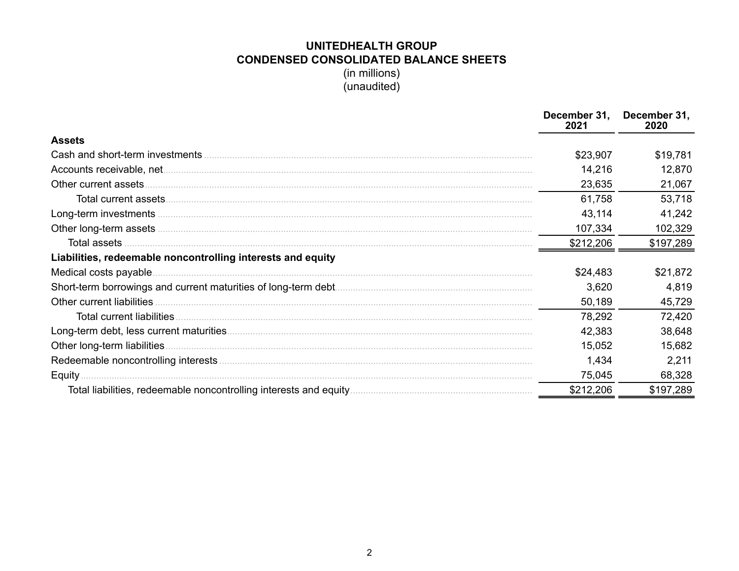# UNITEDHEALTH GROUP
## CONDENSED CONSOLIDATED BALANCE SHEETS

(in millions)
(unaudited)

| | December 31, 2021 | December 31, 2020 |
|---|---|---|
| **Assets** | | |
| Cash and short-term investments | $23,907 | $19,781 |
| Accounts receivable, net | 14,216 | 12,870 |
| Other current assets | 23,635 | 21,067 |
| Total current assets | 61,758 | 53,718 |
| Long-term investments | 43,114 | 41,242 |
| Other long-term assets | 107,334 | 102,329 |
| Total assets | $212,206 | $197,289 |
| **Liabilities, redeemable noncontrolling interests and equity** | | |
| Medical costs payable | $24,483 | $21,872 |
| Short-term borrowings and current maturities of long-term debt | 3,620 | 4,819 |
| Other current liabilities | 50,189 | 45,729 |
| Total current liabilities | 78,292 | 72,420 |
| Long-term debt, less current maturities | 42,383 | 38,648 |
| Other long-term liabilities | 15,052 | 15,682 |
| Redeemable noncontrolling interests | 1,434 | 2,211 |
| Equity | 75,045 | 68,328 |
| Total liabilities, redeemable noncontrolling interests and equity | $212,206 | $197,289 |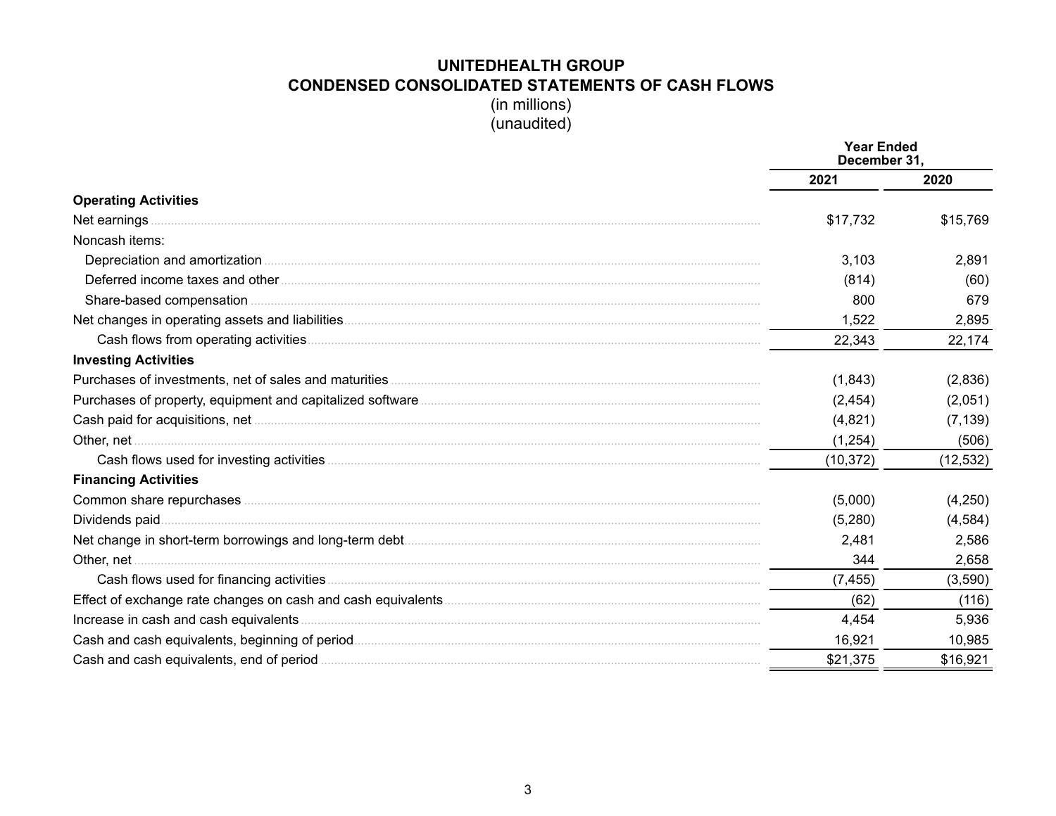# UNITEDHEALTH GROUP

## CONDENSED CONSOLIDATED STATEMENTS OF CASH FLOWS

(in millions)
(unaudited)

| | Year Ended December 31, | |
|---|---|---|
| | **2021** | **2020** |
| **Operating Activities** | | |
| Net earnings | $17,732 | $15,769 |
| Noncash items: | | |
| Depreciation and amortization | 3,103 | 2,891 |
| Deferred income taxes and other | (814) | (60) |
| Share-based compensation | 800 | 679 |
| Net changes in operating assets and liabilities | 1,522 | 2,895 |
| Cash flows from operating activities | 22,343 | 22,174 |
| **Investing Activities** | | |
| Purchases of investments, net of sales and maturities | (1,843) | (2,836) |
| Purchases of property, equipment and capitalized software | (2,454) | (2,051) |
| Cash paid for acquisitions, net | (4,821) | (7,139) |
| Other, net | (1,254) | (506) |
| Cash flows used for investing activities | (10,372) | (12,532) |
| **Financing Activities** | | |
| Common share repurchases | (5,000) | (4,250) |
| Dividends paid | (5,280) | (4,584) |
| Net change in short-term borrowings and long-term debt | 2,481 | 2,586 |
| Other, net | 344 | 2,658 |
| Cash flows used for financing activities | (7,455) | (3,590) |
| Effect of exchange rate changes on cash and cash equivalents | (62) | (116) |
| Increase in cash and cash equivalents | 4,454 | 5,936 |
| Cash and cash equivalents, beginning of period | 16,921 | 10,985 |
| Cash and cash equivalents, end of period | $21,375 | $16,921 |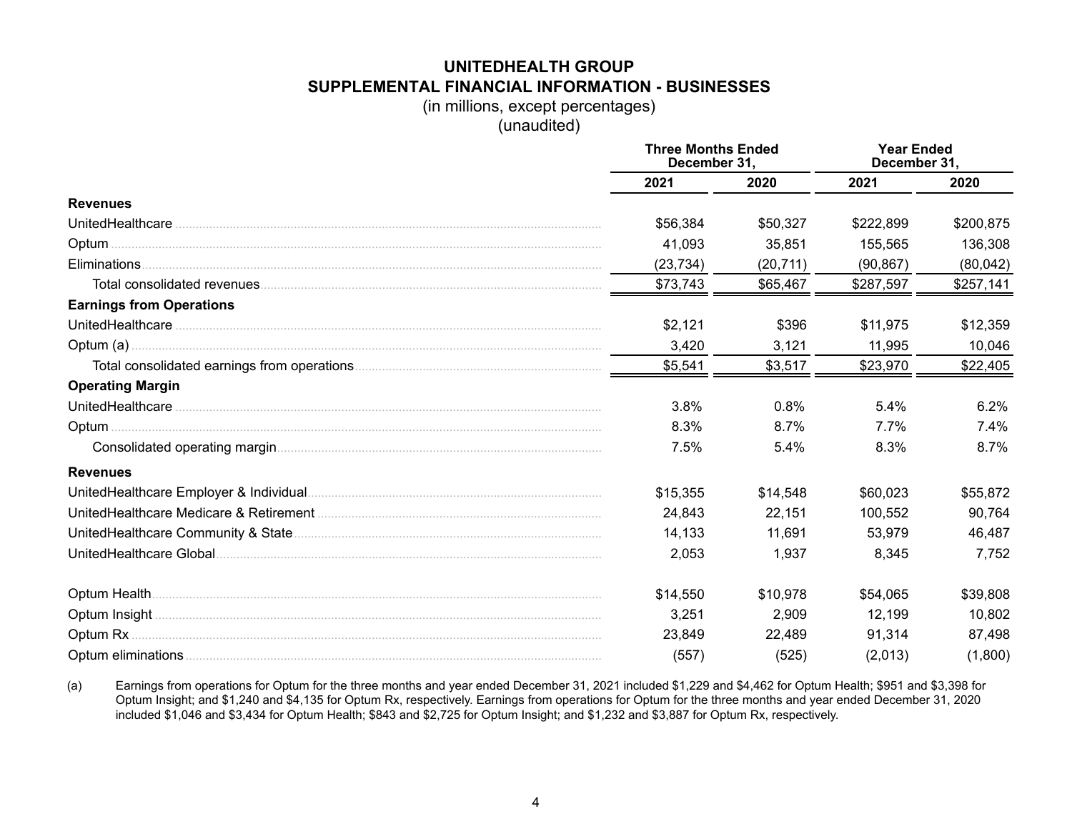# UNITEDHEALTH GROUP
## SUPPLEMENTAL FINANCIAL INFORMATION - BUSINESSES
(in millions, except percentages)
(unaudited)

| | Three Months Ended December 31, | | Year Ended December 31, | |
|---|---|---|---|---|
| | 2021 | 2020 | 2021 | 2020 |
| **Revenues** | | | | |
| UnitedHealthcare | $56,384 | $50,327 | $222,899 | $200,875 |
| Optum | 41,093 | 35,851 | 155,565 | 136,308 |
| Eliminations | (23,734) | (20,711) | (90,867) | (80,042) |
| Total consolidated revenues | $73,743 | $65,467 | $287,597 | $257,141 |
| **Earnings from Operations** | | | | |
| UnitedHealthcare | $2,121 | $396 | $11,975 | $12,359 |
| Optum (a) | 3,420 | 3,121 | 11,995 | 10,046 |
| Total consolidated earnings from operations | $5,541 | $3,517 | $23,970 | $22,405 |
| **Operating Margin** | | | | |
| UnitedHealthcare | 3.8% | 0.8% | 5.4% | 6.2% |
| Optum | 8.3% | 8.7% | 7.7% | 7.4% |
| Consolidated operating margin | 7.5% | 5.4% | 8.3% | 8.7% |
| **Revenues** | | | | |
| UnitedHealthcare Employer & Individual | $15,355 | $14,548 | $60,023 | $55,872 |
| UnitedHealthcare Medicare & Retirement | 24,843 | 22,151 | 100,552 | 90,764 |
| UnitedHealthcare Community & State | 14,133 | 11,691 | 53,979 | 46,487 |
| UnitedHealthcare Global | 2,053 | 1,937 | 8,345 | 7,752 |
| | | | | |
| Optum Health | $14,550 | $10,978 | $54,065 | $39,808 |
| Optum Insight | 3,251 | 2,909 | 12,199 | 10,802 |
| Optum Rx | 23,849 | 22,489 | 91,314 | 87,498 |
| Optum eliminations | (557) | (525) | (2,013) | (1,800) |

(a) Earnings from operations for Optum for the three months and year ended December 31, 2021 included $1,229 and $4,462 for Optum Health; $951 and $3,398 for Optum Insight; and $1,240 and $4,135 for Optum Rx, respectively. Earnings from operations for Optum for the three months and year ended December 31, 2020 included $1,046 and $3,434 for Optum Health; $843 and $2,725 for Optum Insight; and $1,232 and $3,887 for Optum Rx, respectively.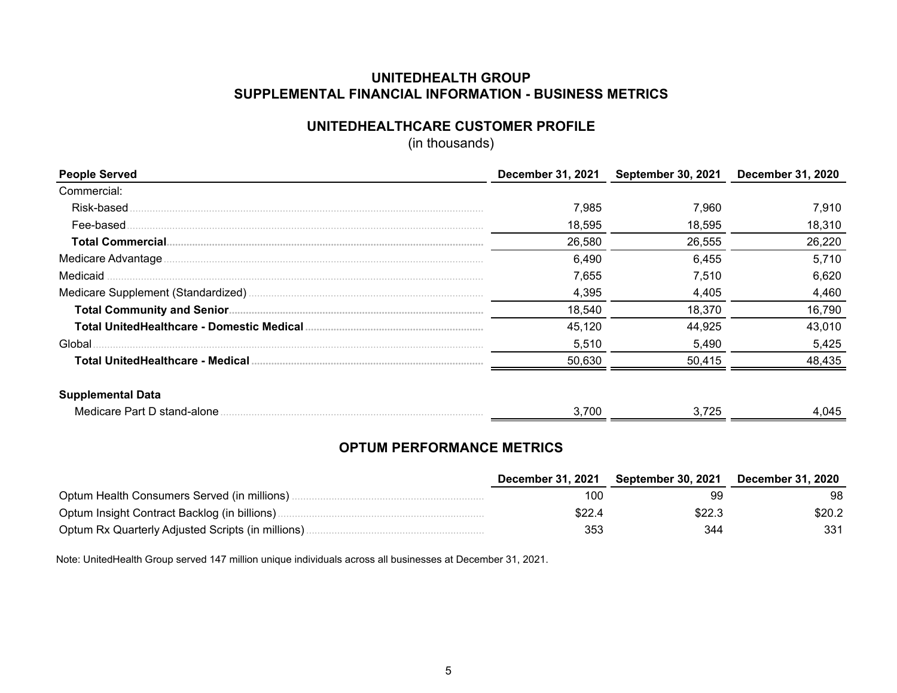# UNITEDHEALTH GROUP
# SUPPLEMENTAL FINANCIAL INFORMATION - BUSINESS METRICS

## UNITEDHEALTHCARE CUSTOMER PROFILE

(in thousands)

| People Served | December 31, 2021 | September 30, 2021 | December 31, 2020 |
|---|---|---|---|
| Commercial: | | | |
| Risk-based | 7,985 | 7,960 | 7,910 |
| Fee-based | 18,595 | 18,595 | 18,310 |
| **Total Commercial** | 26,580 | 26,555 | 26,220 |
| Medicare Advantage | 6,490 | 6,455 | 5,710 |
| Medicaid | 7,655 | 7,510 | 6,620 |
| Medicare Supplement (Standardized) | 4,395 | 4,405 | 4,460 |
| **Total Community and Senior** | 18,540 | 18,370 | 16,790 |
| **Total UnitedHealthcare - Domestic Medical** | 45,120 | 44,925 | 43,010 |
| Global | 5,510 | 5,490 | 5,425 |
| **Total UnitedHealthcare - Medical** | 50,630 | 50,415 | 48,435 |
| | | | |
| **Supplemental Data** | | | |
| Medicare Part D stand-alone | 3,700 | 3,725 | 4,045 |

## OPTUM PERFORMANCE METRICS

| | December 31, 2021 | September 30, 2021 | December 31, 2020 |
|---|---|---|---|
| Optum Health Consumers Served (in millions) | 100 | 99 | 98 |
| Optum Insight Contract Backlog (in billions) | $22.4 | $22.3 | $20.2 |
| Optum Rx Quarterly Adjusted Scripts (in millions) | 353 | 344 | 331 |

Note: UnitedHealth Group served 147 million unique individuals across all businesses at December 31, 2021.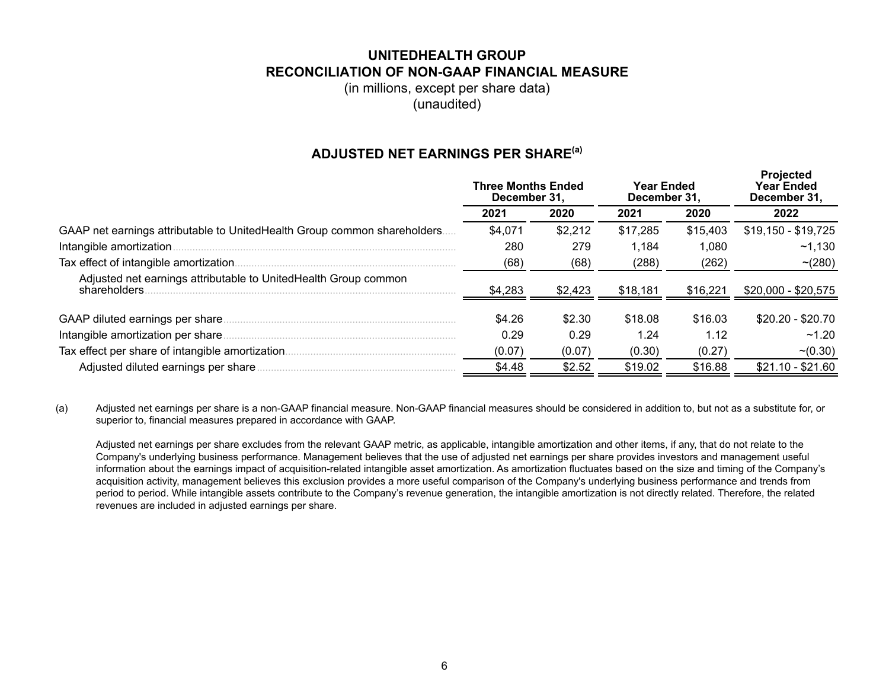# UNITEDHEALTH GROUP
## RECONCILIATION OF NON-GAAP FINANCIAL MEASURE
(in millions, except per share data)
(unaudited)

### ADJUSTED NET EARNINGS PER SHARE[(a)]

| | Three Months Ended December 31, | | Year Ended December 31, | | Projected Year Ended December 31, |
|---|---|---|---|---|---|
| | 2021 | 2020 | 2021 | 2020 | 2022 |
| GAAP net earnings attributable to UnitedHealth Group common shareholders | $4,071 | $2,212 | $17,285 | $15,403 | $19,150 - $19,725 |
| Intangible amortization | 280 | 279 | 1,184 | 1,080 | ~1,130 |
| Tax effect of intangible amortization | (68) | (68) | (288) | (262) | ~(280) |
| Adjusted net earnings attributable to UnitedHealth Group common shareholders | $4,283 | $2,423 | $18,181 | $16,221 | $20,000 - $20,575 |
| | | | | | |
| GAAP diluted earnings per share | $4.26 | $2.30 | $18.08 | $16.03 | $20.20 - $20.70 |
| Intangible amortization per share | 0.29 | 0.29 | 1.24 | 1.12 | ~1.20 |
| Tax effect per share of intangible amortization | (0.07) | (0.07) | (0.30) | (0.27) | ~(0.30) |
| Adjusted diluted earnings per share | $4.48 | $2.52 | $19.02 | $16.88 | $21.10 - $21.60 |

(a) Adjusted net earnings per share is a non-GAAP financial measure. Non-GAAP financial measures should be considered in addition to, but not as a substitute for, or superior to, financial measures prepared in accordance with GAAP.

Adjusted net earnings per share excludes from the relevant GAAP metric, as applicable, intangible amortization and other items, if any, that do not relate to the Company's underlying business performance. Management believes that the use of adjusted net earnings per share provides investors and management useful information about the earnings impact of acquisition-related intangible asset amortization. As amortization fluctuates based on the size and timing of the Company's acquisition activity, management believes this exclusion provides a more useful comparison of the Company's underlying business performance and trends from period to period. While intangible assets contribute to the Company's revenue generation, the intangible amortization is not directly related. Therefore, the related revenues are included in adjusted earnings per share.